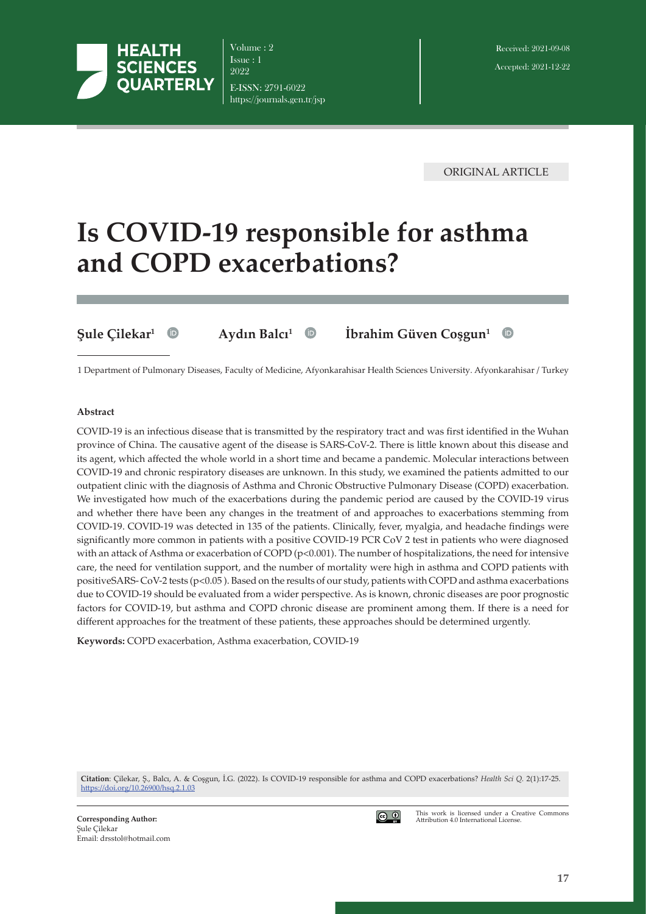ORIGINAL ARTICLE

# Is COVID-19 responsible for asthma and COPD exacerbations?

**Şule Çilekar**[1] **Aydın Balcı**[1] **İbrahim Güven Coşgun**[1]

1 Department of Pulmonary Diseases, Faculty of Medicine, Afyonkarahisar Health Sciences University. Afyonkarahisar / Turkey

Received: 2021-09-08

Accepted: 2021-12-22

#### Abstract

COVID-19 is an infectious disease that is transmitted by the respiratory tract and was first identified in the Wuhan province of China. The causative agent of the disease is SARS-CoV-2. There is little known about this disease and its agent, which affected the whole world in a short time and became a pandemic. Molecular interactions between COVID-19 and chronic respiratory diseases are unknown. In this study, we examined the patients admitted to our outpatient clinic with the diagnosis of Asthma and Chronic Obstructive Pulmonary Disease (COPD) exacerbation. We investigated how much of the exacerbations during the pandemic period are caused by the COVID-19 virus and whether there have been any changes in the treatment of and approaches to exacerbations stemming from COVID-19. COVID-19 was detected in 135 of the patients. Clinically, fever, myalgia, and headache findings were significantly more common in patients with a positive COVID-19 PCR CoV 2 test in patients who were diagnosed with an attack of Asthma or exacerbation of COPD ($p<0.001$). The number of hospitalizations, the need for intensive care, the need for ventilation support, and the number of mortality were high in asthma and COPD patients with positiveSARS- CoV-2 tests ($p<0.05$ ). Based on the results of our study, patients with COPD and asthma exacerbations due to COVID-19 should be evaluated from a wider perspective. As is known, chronic diseases are poor prognostic factors for COVID-19, but asthma and COPD chronic disease are prominent among them. If there is a need for different approaches for the treatment of these patients, these approaches should be determined urgently.

**Keywords:** COPD exacerbation, Asthma exacerbation, COVID-19

**Citation**: Çilekar, Ş., Balcı, A. & Coşgun, İ.G. (2022). Is COVID-19 responsible for asthma and COPD exacerbations? *Health Sci Q.* 2(1):17-25. https://doi.org/10.26900/hsq.2.1.03

**Corresponding Author:**
Şule Çilekar
Email: drsstol@hotmail.com

This work is licensed under a Creative Commons Attribution 4.0 International License.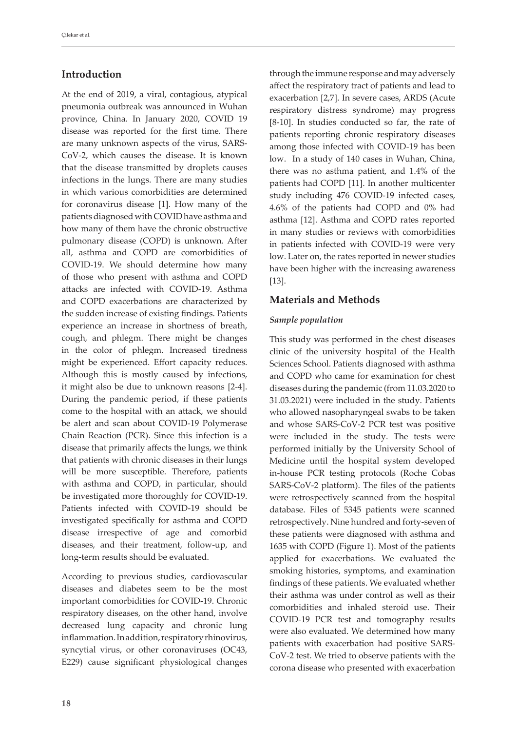## Introduction

At the end of 2019, a viral, contagious, atypical pneumonia outbreak was announced in Wuhan province, China. In January 2020, COVID 19 disease was reported for the first time. There are many unknown aspects of the virus, SARS-CoV-2, which causes the disease. It is known that the disease transmitted by droplets causes infections in the lungs. There are many studies in which various comorbidities are determined for coronavirus disease [1]. How many of the patients diagnosed with COVID have asthma and how many of them have the chronic obstructive pulmonary disease (COPD) is unknown. After all, asthma and COPD are comorbidities of COVID-19. We should determine how many of those who present with asthma and COPD attacks are infected with COVID-19. Asthma and COPD exacerbations are characterized by the sudden increase of existing findings. Patients experience an increase in shortness of breath, cough, and phlegm. There might be changes in the color of phlegm. Increased tiredness might be experienced. Effort capacity reduces. Although this is mostly caused by infections, it might also be due to unknown reasons [2-4]. During the pandemic period, if these patients come to the hospital with an attack, we should be alert and scan about COVID-19 Polymerase Chain Reaction (PCR). Since this infection is a disease that primarily affects the lungs, we think that patients with chronic diseases in their lungs will be more susceptible. Therefore, patients with asthma and COPD, in particular, should be investigated more thoroughly for COVID-19. Patients infected with COVID-19 should be investigated specifically for asthma and COPD disease irrespective of age and comorbid diseases, and their treatment, follow-up, and long-term results should be evaluated.

According to previous studies, cardiovascular diseases and diabetes seem to be the most important comorbidities for COVID-19. Chronic respiratory diseases, on the other hand, involve decreased lung capacity and chronic lung inflammation. In addition, respiratory rhinovirus, syncytial virus, or other coronaviruses (OC43, E229) cause significant physiological changes through the immune response and may adversely affect the respiratory tract of patients and lead to exacerbation [2,7]. In severe cases, ARDS (Acute respiratory distress syndrome) may progress [8-10]. In studies conducted so far, the rate of patients reporting chronic respiratory diseases among those infected with COVID-19 has been low. In a study of 140 cases in Wuhan, China, there was no asthma patient, and 1.4% of the patients had COPD [11]. In another multicenter study including 476 COVID-19 infected cases, 4.6% of the patients had COPD and 0% had asthma [12]. Asthma and COPD rates reported in many studies or reviews with comorbidities in patients infected with COVID-19 were very low. Later on, the rates reported in newer studies have been higher with the increasing awareness [13].

## Materials and Methods

### *Sample population*

This study was performed in the chest diseases clinic of the university hospital of the Health Sciences School. Patients diagnosed with asthma and COPD who came for examination for chest diseases during the pandemic (from 11.03.2020 to 31.03.2021) were included in the study. Patients who allowed nasopharyngeal swabs to be taken and whose SARS-CoV-2 PCR test was positive were included in the study. The tests were performed initially by the University School of Medicine until the hospital system developed in-house PCR testing protocols (Roche Cobas SARS-CoV-2 platform). The files of the patients were retrospectively scanned from the hospital database. Files of 5345 patients were scanned retrospectively. Nine hundred and forty-seven of these patients were diagnosed with asthma and 1635 with COPD (Figure 1). Most of the patients applied for exacerbations. We evaluated the smoking histories, symptoms, and examination findings of these patients. We evaluated whether their asthma was under control as well as their comorbidities and inhaled steroid use. Their COVID-19 PCR test and tomography results were also evaluated. We determined how many patients with exacerbation had positive SARS-CoV-2 test. We tried to observe patients with the corona disease who presented with exacerbation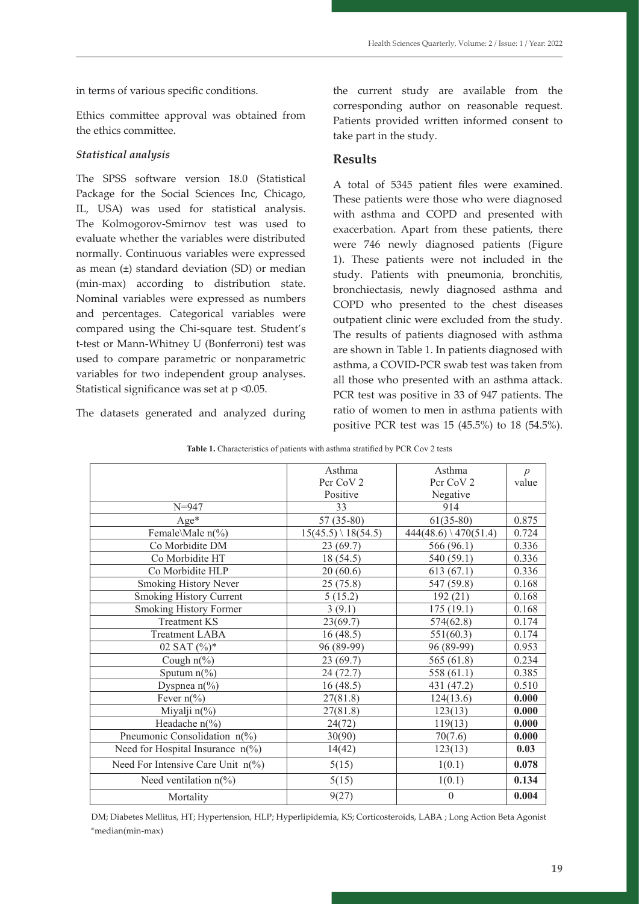in terms of various specific conditions.

Ethics committee approval was obtained from the ethics committee.

### *Statistical analysis*

The SPSS software version 18.0 (Statistical Package for the Social Sciences Inc, Chicago, IL, USA) was used for statistical analysis. The Kolmogorov-Smirnov test was used to evaluate whether the variables were distributed normally. Continuous variables were expressed as mean (±) standard deviation (SD) or median (min-max) according to distribution state. Nominal variables were expressed as numbers and percentages. Categorical variables were compared using the Chi-square test. Student's t-test or Mann-Whitney U (Bonferroni) test was used to compare parametric or nonparametric variables for two independent group analyses. Statistical significance was set at $p < 0.05$.

The datasets generated and analyzed during the current study are available from the corresponding author on reasonable request. Patients provided written informed consent to take part in the study.

## Results

A total of 5345 patient files were examined. These patients were those who were diagnosed with asthma and COPD and presented with exacerbation. Apart from these patients, there were 746 newly diagnosed patients (Figure 1). These patients were not included in the study. Patients with pneumonia, bronchitis, bronchiectasis, newly diagnosed asthma and COPD who presented to the chest diseases outpatient clinic were excluded from the study. The results of patients diagnosed with asthma are shown in Table 1. In patients diagnosed with asthma, a COVID-PCR swab test was taken from all those who presented with an asthma attack. PCR test was positive in 33 of 947 patients. The ratio of women to men in asthma patients with positive PCR test was 15 (45.5%) to 18 (54.5%).

**Table 1.** Characteristics of patients with asthma stratified by PCR Cov 2 tests

| | Asthma Pcr CoV 2 Positive | Asthma Pcr CoV 2 Negative | *p* value |
|---|---|---|---|
| N=947 | 33 | 914 | |
| Age* | 57 (35-80) | 61(35-80) | 0.875 |
| Female\Male n(%) | 15(45.5) \ 18(54.5) | 444(48.6) \ 470(51.4) | 0.724 |
| Co Morbidite DM | 23 (69.7) | 566 (96.1) | 0.336 |
| Co Morbidite HT | 18 (54.5) | 540 (59.1) | 0.336 |
| Co Morbidite HLP | 20 (60.6) | 613 (67.1) | 0.336 |
| Smoking History Never | 25 (75.8) | 547 (59.8) | 0.168 |
| Smoking History Current | 5 (15.2) | 192 (21) | 0.168 |
| Smoking History Former | 3 (9.1) | 175 (19.1) | 0.168 |
| Treatment KS | 23(69.7) | 574(62.8) | 0.174 |
| Treatment LABA | 16 (48.5) | 551(60.3) | 0.174 |
| 02 SAT (%)* | 96 (89-99) | 96 (89-99) | 0.953 |
| Cough n(%) | 23 (69.7) | 565 (61.8) | 0.234 |
| Sputum n(%) | 24 (72.7) | 558 (61.1) | 0.385 |
| Dyspnea n(%) | 16 (48.5) | 431 (47.2) | 0.510 |
| Fever n(%) | 27(81.8) | 124(13.6) | **0.000** |
| Miyalji n(%) | 27(81.8) | 123(13) | **0.000** |
| Headache n(%) | 24(72) | 119(13) | **0.000** |
| Pneumonic Consolidation n(%) | 30(90) | 70(7.6) | **0.000** |
| Need for Hospital Insurance n(%) | 14(42) | 123(13) | **0.03** |
| Need For Intensive Care Unit n(%) | 5(15) | 1(0.1) | **0.078** |
| Need ventilation n(%) | 5(15) | 1(0.1) | **0.134** |
| Mortality | 9(27) | 0 | **0.004** |

DM; Diabetes Mellitus, HT; Hypertension, HLP; Hyperlipidemia, KS; Corticosteroids, LABA ; Long Action Beta Agonist
*median(min-max)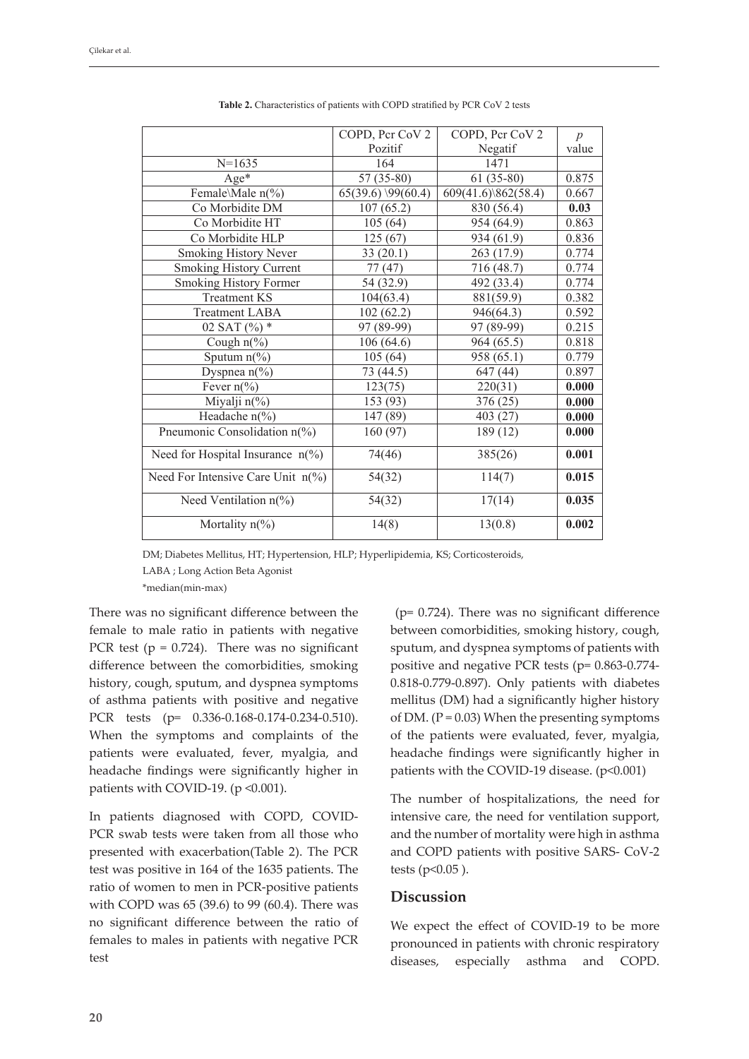**Table 2.** Characteristics of patients with COPD stratified by PCR CoV 2 tests

| | COPD, Pcr CoV 2 Pozitif | COPD, Pcr CoV 2 Negatif | *p* value |
|---|---|---|---|
| N=1635 | 164 | 1471 | |
| Age* | 57 (35-80) | 61 (35-80) | 0.875 |
| Female\Male n(%) | 65(39.6) \99(60.4) | 609(41.6)\862(58.4) | 0.667 |
| Co Morbidite DM | 107 (65.2) | 830 (56.4) | **0.03** |
| Co Morbidite HT | 105 (64) | 954 (64.9) | 0.863 |
| Co Morbidite HLP | 125 (67) | 934 (61.9) | 0.836 |
| Smoking History Never | 33 (20.1) | 263 (17.9) | 0.774 |
| Smoking History Current | 77 (47) | 716 (48.7) | 0.774 |
| Smoking History Former | 54 (32.9) | 492 (33.4) | 0.774 |
| Treatment KS | 104(63.4) | 881(59.9) | 0.382 |
| Treatment LABA | 102 (62.2) | 946(64.3) | 0.592 |
| 02 SAT (%) * | 97 (89-99) | 97 (89-99) | 0.215 |
| Cough n(%) | 106 (64.6) | 964 (65.5) | 0.818 |
| Sputum n(%) | 105 (64) | 958 (65.1) | 0.779 |
| Dyspnea n(%) | 73 (44.5) | 647 (44) | 0.897 |
| Fever n(%) | 123(75) | 220(31) | **0.000** |
| Miyalji n(%) | 153 (93) | 376 (25) | **0.000** |
| Headache n(%) | 147 (89) | 403 (27) | **0.000** |
| Pneumonic Consolidation n(%) | 160 (97) | 189 (12) | **0.000** |
| Need for Hospital Insurance n(%) | 74(46) | 385(26) | **0.001** |
| Need For Intensive Care Unit n(%) | 54(32) | 114(7) | **0.015** |
| Need Ventilation n(%) | 54(32) | 17(14) | **0.035** |
| Mortality n(%) | 14(8) | 13(0.8) | **0.002** |

DM; Diabetes Mellitus, HT; Hypertension, HLP; Hyperlipidemia, KS; Corticosteroids,
LABA ; Long Action Beta Agonist
*median(min-max)

There was no significant difference between the female to male ratio in patients with negative PCR test ($p = 0.724$). There was no significant difference between the comorbidities, smoking history, cough, sputum, and dyspnea symptoms of asthma patients with positive and negative PCR tests (p= 0.336-0.168-0.174-0.234-0.510). When the symptoms and complaints of the patients were evaluated, fever, myalgia, and headache findings were significantly higher in patients with COVID-19. ($p < 0.001$).

In patients diagnosed with COPD, COVID-PCR swab tests were taken from all those who presented with exacerbation(Table 2). The PCR test was positive in 164 of the 1635 patients. The ratio of women to men in PCR-positive patients with COPD was 65 (39.6) to 99 (60.4). There was no significant difference between the ratio of females to males in patients with negative PCR test

($p = 0.724$). There was no significant difference between comorbidities, smoking history, cough, sputum, and dyspnea symptoms of patients with positive and negative PCR tests (p= 0.863-0.774-0.818-0.779-0.897). Only patients with diabetes mellitus (DM) had a significantly higher history of DM. ($P = 0.03$) When the presenting symptoms of the patients were evaluated, fever, myalgia, headache findings were significantly higher in patients with the COVID-19 disease. ($p < 0.001$)

The number of hospitalizations, the need for intensive care, the need for ventilation support, and the number of mortality were high in asthma and COPD patients with positive SARS- CoV-2 tests ($p < 0.05$ ).

## Discussion

We expect the effect of COVID-19 to be more pronounced in patients with chronic respiratory diseases, especially asthma and COPD.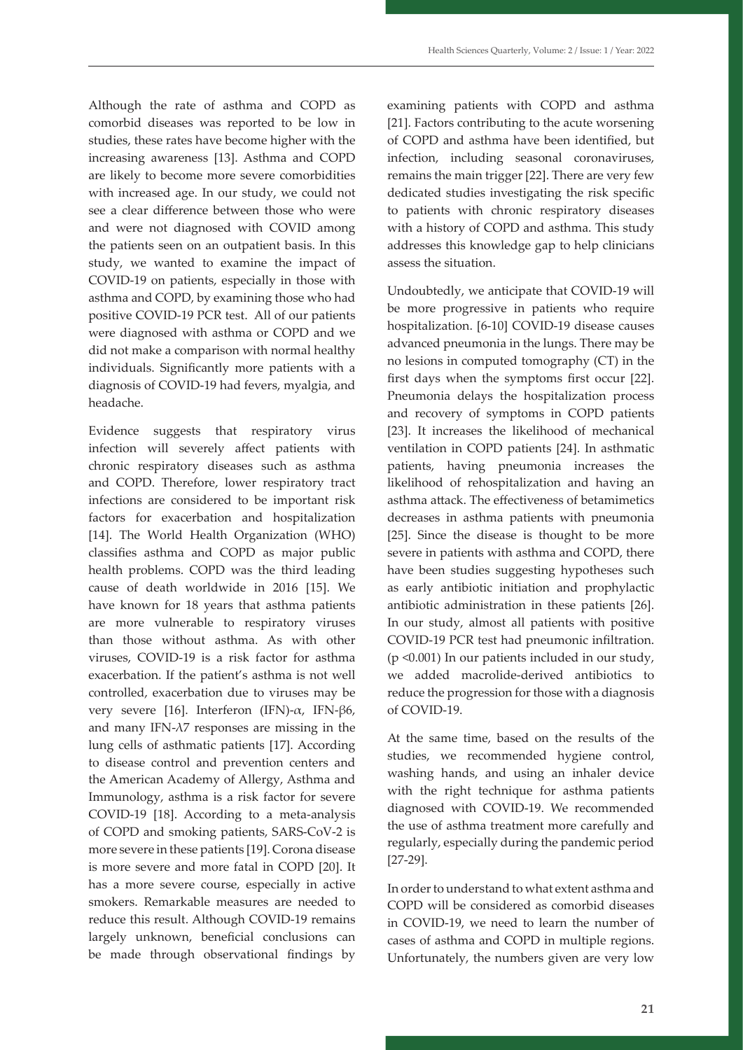Although the rate of asthma and COPD as comorbid diseases was reported to be low in studies, these rates have become higher with the increasing awareness [13]. Asthma and COPD are likely to become more severe comorbidities with increased age. In our study, we could not see a clear difference between those who were and were not diagnosed with COVID among the patients seen on an outpatient basis. In this study, we wanted to examine the impact of COVID-19 on patients, especially in those with asthma and COPD, by examining those who had positive COVID-19 PCR test. All of our patients were diagnosed with asthma or COPD and we did not make a comparison with normal healthy individuals. Significantly more patients with a diagnosis of COVID-19 had fevers, myalgia, and headache.

Evidence suggests that respiratory virus infection will severely affect patients with chronic respiratory diseases such as asthma and COPD. Therefore, lower respiratory tract infections are considered to be important risk factors for exacerbation and hospitalization [14]. The World Health Organization (WHO) classifies asthma and COPD as major public health problems. COPD was the third leading cause of death worldwide in 2016 [15]. We have known for 18 years that asthma patients are more vulnerable to respiratory viruses than those without asthma. As with other viruses, COVID-19 is a risk factor for asthma exacerbation. If the patient's asthma is not well controlled, exacerbation due to viruses may be very severe [16]. Interferon (IFN)-$\alpha$, IFN-$\beta$6, and many IFN-$\lambda$7 responses are missing in the lung cells of asthmatic patients [17]. According to disease control and prevention centers and the American Academy of Allergy, Asthma and Immunology, asthma is a risk factor for severe COVID-19 [18]. According to a meta-analysis of COPD and smoking patients, SARS-CoV-2 is more severe in these patients [19]. Corona disease is more severe and more fatal in COPD [20]. It has a more severe course, especially in active smokers. Remarkable measures are needed to reduce this result. Although COVID-19 remains largely unknown, beneficial conclusions can be made through observational findings by examining patients with COPD and asthma [21]. Factors contributing to the acute worsening of COPD and asthma have been identified, but infection, including seasonal coronaviruses, remains the main trigger [22]. There are very few dedicated studies investigating the risk specific to patients with chronic respiratory diseases with a history of COPD and asthma. This study addresses this knowledge gap to help clinicians assess the situation.

Undoubtedly, we anticipate that COVID-19 will be more progressive in patients who require hospitalization. [6-10] COVID-19 disease causes advanced pneumonia in the lungs. There may be no lesions in computed tomography (CT) in the first days when the symptoms first occur [22]. Pneumonia delays the hospitalization process and recovery of symptoms in COPD patients [23]. It increases the likelihood of mechanical ventilation in COPD patients [24]. In asthmatic patients, having pneumonia increases the likelihood of rehospitalization and having an asthma attack. The effectiveness of betamimetics decreases in asthma patients with pneumonia [25]. Since the disease is thought to be more severe in patients with asthma and COPD, there have been studies suggesting hypotheses such as early antibiotic initiation and prophylactic antibiotic administration in these patients [26]. In our study, almost all patients with positive COVID-19 PCR test had pneumonic infiltration. ($p < 0.001$) In our patients included in our study, we added macrolide-derived antibiotics to reduce the progression for those with a diagnosis of COVID-19.

At the same time, based on the results of the studies, we recommended hygiene control, washing hands, and using an inhaler device with the right technique for asthma patients diagnosed with COVID-19. We recommended the use of asthma treatment more carefully and regularly, especially during the pandemic period [27-29].

In order to understand to what extent asthma and COPD will be considered as comorbid diseases in COVID-19, we need to learn the number of cases of asthma and COPD in multiple regions. Unfortunately, the numbers given are very low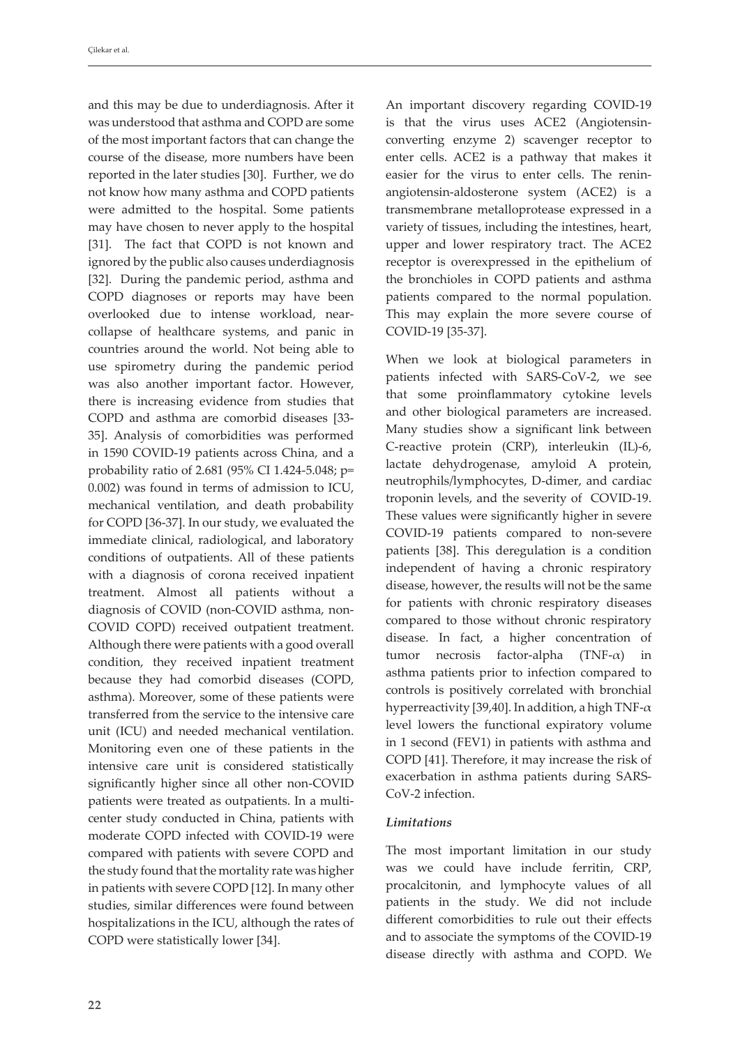and this may be due to underdiagnosis. After it was understood that asthma and COPD are some of the most important factors that can change the course of the disease, more numbers have been reported in the later studies [30]. Further, we do not know how many asthma and COPD patients were admitted to the hospital. Some patients may have chosen to never apply to the hospital [31]. The fact that COPD is not known and ignored by the public also causes underdiagnosis [32]. During the pandemic period, asthma and COPD diagnoses or reports may have been overlooked due to intense workload, near-collapse of healthcare systems, and panic in countries around the world. Not being able to use spirometry during the pandemic period was also another important factor. However, there is increasing evidence from studies that COPD and asthma are comorbid diseases [33-35]. Analysis of comorbidities was performed in 1590 COVID-19 patients across China, and a probability ratio of 2.681 (95% CI 1.424-5.048; p= 0.002) was found in terms of admission to ICU, mechanical ventilation, and death probability for COPD [36-37]. In our study, we evaluated the immediate clinical, radiological, and laboratory conditions of outpatients. All of these patients with a diagnosis of corona received inpatient treatment. Almost all patients without a diagnosis of COVID (non-COVID asthma, non-COVID COPD) received outpatient treatment. Although there were patients with a good overall condition, they received inpatient treatment because they had comorbid diseases (COPD, asthma). Moreover, some of these patients were transferred from the service to the intensive care unit (ICU) and needed mechanical ventilation. Monitoring even one of these patients in the intensive care unit is considered statistically significantly higher since all other non-COVID patients were treated as outpatients. In a multi-center study conducted in China, patients with moderate COPD infected with COVID-19 were compared with patients with severe COPD and the study found that the mortality rate was higher in patients with severe COPD [12]. In many other studies, similar differences were found between hospitalizations in the ICU, although the rates of COPD were statistically lower [34].

An important discovery regarding COVID-19 is that the virus uses ACE2 (Angiotensin-converting enzyme 2) scavenger receptor to enter cells. ACE2 is a pathway that makes it easier for the virus to enter cells. The renin-angiotensin-aldosterone system (ACE2) is a transmembrane metalloprotease expressed in a variety of tissues, including the intestines, heart, upper and lower respiratory tract. The ACE2 receptor is overexpressed in the epithelium of the bronchioles in COPD patients and asthma patients compared to the normal population. This may explain the more severe course of COVID-19 [35-37].

When we look at biological parameters in patients infected with SARS-CoV-2, we see that some proinflammatory cytokine levels and other biological parameters are increased. Many studies show a significant link between C-reactive protein (CRP), interleukin (IL)-6, lactate dehydrogenase, amyloid A protein, neutrophils/lymphocytes, D-dimer, and cardiac troponin levels, and the severity of COVID-19. These values were significantly higher in severe COVID-19 patients compared to non-severe patients [38]. This deregulation is a condition independent of having a chronic respiratory disease, however, the results will not be the same for patients with chronic respiratory diseases compared to those without chronic respiratory disease. In fact, a higher concentration of tumor necrosis factor-alpha (TNF-$\alpha$) in asthma patients prior to infection compared to controls is positively correlated with bronchial hyperreactivity [39,40]. In addition, a high TNF-$\alpha$ level lowers the functional expiratory volume in 1 second (FEV1) in patients with asthma and COPD [41]. Therefore, it may increase the risk of exacerbation in asthma patients during SARS-CoV-2 infection.

### *Limitations*

The most important limitation in our study was we could have include ferritin, CRP, procalcitonin, and lymphocyte values of all patients in the study. We did not include different comorbidities to rule out their effects and to associate the symptoms of the COVID-19 disease directly with asthma and COPD. We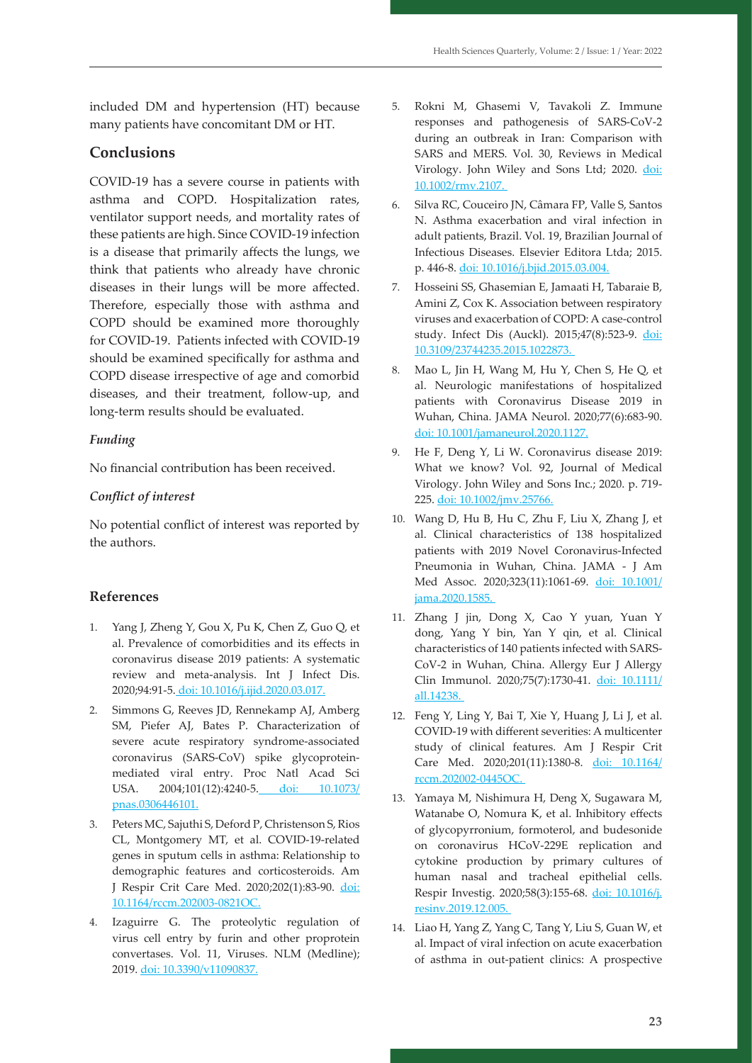included DM and hypertension (HT) because many patients have concomitant DM or HT.

## Conclusions

COVID-19 has a severe course in patients with asthma and COPD. Hospitalization rates, ventilator support needs, and mortality rates of these patients are high. Since COVID-19 infection is a disease that primarily affects the lungs, we think that patients who already have chronic diseases in their lungs will be more affected. Therefore, especially those with asthma and COPD should be examined more thoroughly for COVID-19. Patients infected with COVID-19 should be examined specifically for asthma and COPD disease irrespective of age and comorbid diseases, and their treatment, follow-up, and long-term results should be evaluated.

### *Funding*

No financial contribution has been received.

### *Conflict of interest*

No potential conflict of interest was reported by the authors.

## References

1. Yang J, Zheng Y, Gou X, Pu K, Chen Z, Guo Q, et al. Prevalence of comorbidities and its effects in coronavirus disease 2019 patients: A systematic review and meta-analysis. Int J Infect Dis. 2020;94:91-5. doi: 10.1016/j.ijid.2020.03.017.
2. Simmons G, Reeves JD, Rennekamp AJ, Amberg SM, Piefer AJ, Bates P. Characterization of severe acute respiratory syndrome-associated coronavirus (SARS-CoV) spike glycoprotein-mediated viral entry. Proc Natl Acad Sci USA. 2004;101(12):4240-5. doi: 10.1073/pnas.0306446101.
3. Peters MC, Sajuthi S, Deford P, Christenson S, Rios CL, Montgomery MT, et al. COVID-19-related genes in sputum cells in asthma: Relationship to demographic features and corticosteroids. Am J Respir Crit Care Med. 2020;202(1):83-90. doi: 10.1164/rccm.202003-0821OC.
4. Izaguirre G. The proteolytic regulation of virus cell entry by furin and other proprotein convertases. Vol. 11, Viruses. NLM (Medline); 2019. doi: 10.3390/v11090837.
5. Rokni M, Ghasemi V, Tavakoli Z. Immune responses and pathogenesis of SARS-CoV-2 during an outbreak in Iran: Comparison with SARS and MERS. Vol. 30, Reviews in Medical Virology. John Wiley and Sons Ltd; 2020. doi: 10.1002/rmv.2107.
6. Silva RC, Couceiro JN, Câmara FP, Valle S, Santos N. Asthma exacerbation and viral infection in adult patients, Brazil. Vol. 19, Brazilian Journal of Infectious Diseases. Elsevier Editora Ltda; 2015. p. 446-8. doi: 10.1016/j.bjid.2015.03.004.
7. Hosseini SS, Ghasemian E, Jamaati H, Tabaraie B, Amini Z, Cox K. Association between respiratory viruses and exacerbation of COPD: A case-control study. Infect Dis (Auckl). 2015;47(8):523-9. doi: 10.3109/23744235.2015.1022873.
8. Mao L, Jin H, Wang M, Hu Y, Chen S, He Q, et al. Neurologic manifestations of hospitalized patients with Coronavirus Disease 2019 in Wuhan, China. JAMA Neurol. 2020;77(6):683-90. doi: 10.1001/jamaneurol.2020.1127.
9. He F, Deng Y, Li W. Coronavirus disease 2019: What we know? Vol. 92, Journal of Medical Virology. John Wiley and Sons Inc.; 2020. p. 719-225. doi: 10.1002/jmv.25766.
10. Wang D, Hu B, Hu C, Zhu F, Liu X, Zhang J, et al. Clinical characteristics of 138 hospitalized patients with 2019 Novel Coronavirus-Infected Pneumonia in Wuhan, China. JAMA - J Am Med Assoc. 2020;323(11):1061-69. doi: 10.1001/jama.2020.1585.
11. Zhang J jin, Dong X, Cao Y yuan, Yuan Y dong, Yang Y bin, Yan Y qin, et al. Clinical characteristics of 140 patients infected with SARS-CoV-2 in Wuhan, China. Allergy Eur J Allergy Clin Immunol. 2020;75(7):1730-41. doi: 10.1111/all.14238.
12. Feng Y, Ling Y, Bai T, Xie Y, Huang J, Li J, et al. COVID-19 with different severities: A multicenter study of clinical features. Am J Respir Crit Care Med. 2020;201(11):1380-8. doi: 10.1164/rccm.202002-0445OC.
13. Yamaya M, Nishimura H, Deng X, Sugawara M, Watanabe O, Nomura K, et al. Inhibitory effects of glycopyrronium, formoterol, and budesonide on coronavirus HCoV-229E replication and cytokine production by primary cultures of human nasal and tracheal epithelial cells. Respir Investig. 2020;58(3):155-68. doi: 10.1016/j.resinv.2019.12.005.
14. Liao H, Yang Z, Yang C, Tang Y, Liu S, Guan W, et al. Impact of viral infection on acute exacerbation of asthma in out-patient clinics: A prospective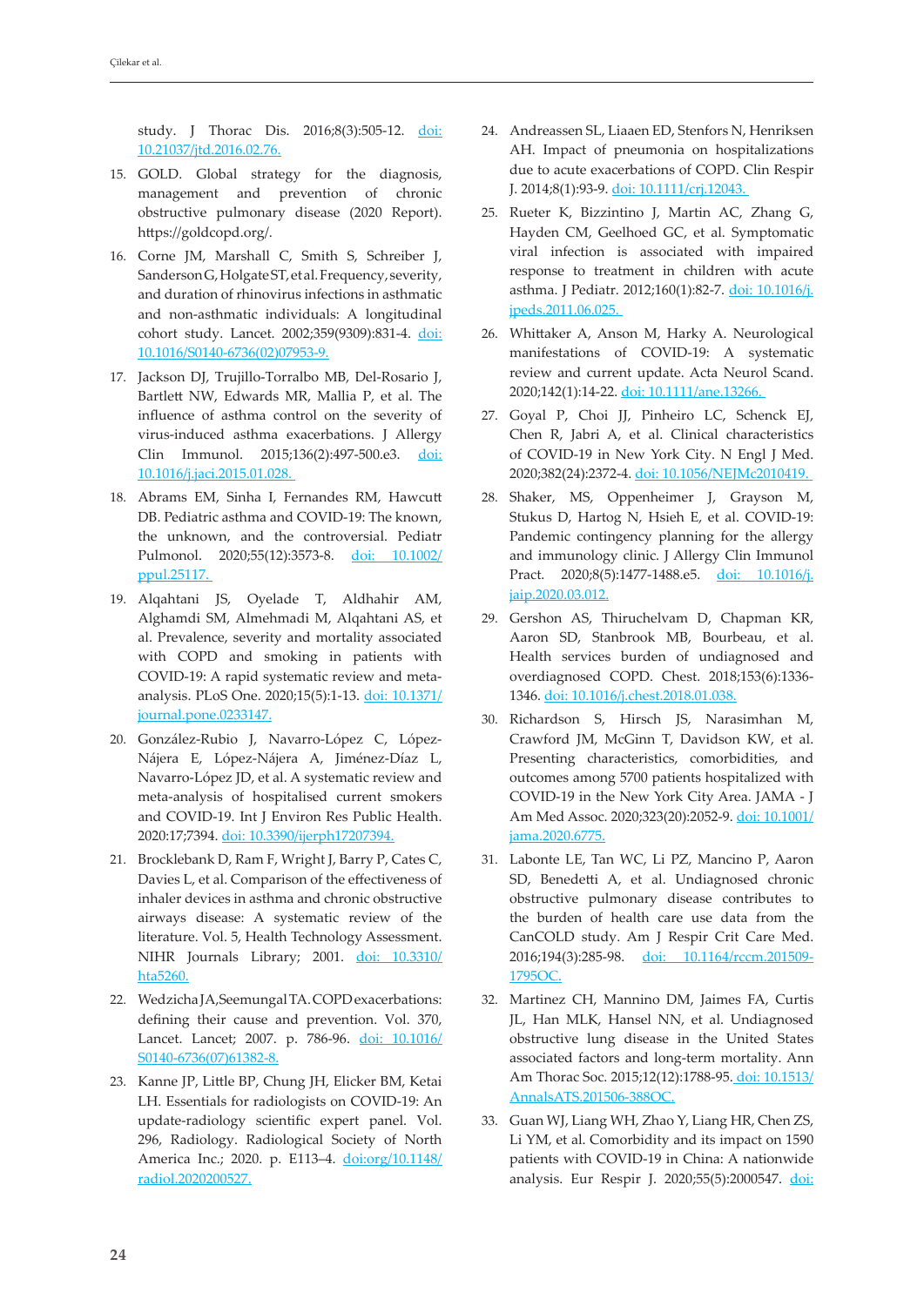study. J Thorac Dis. 2016;8(3):505-12. doi: 10.21037/jtd.2016.02.76.

15. GOLD. Global strategy for the diagnosis, management and prevention of chronic obstructive pulmonary disease (2020 Report). https://goldcopd.org/.
16. Corne JM, Marshall C, Smith S, Schreiber J, Sanderson G, Holgate ST, et al. Frequency, severity, and duration of rhinovirus infections in asthmatic and non-asthmatic individuals: A longitudinal cohort study. Lancet. 2002;359(9309):831-4. doi: 10.1016/S0140-6736(02)07953-9.
17. Jackson DJ, Trujillo-Torralbo MB, Del-Rosario J, Bartlett NW, Edwards MR, Mallia P, et al. The influence of asthma control on the severity of virus-induced asthma exacerbations. J Allergy Clin Immunol. 2015;136(2):497-500.e3. doi: 10.1016/j.jaci.2015.01.028.
18. Abrams EM, Sinha I, Fernandes RM, Hawcutt DB. Pediatric asthma and COVID-19: The known, the unknown, and the controversial. Pediatr Pulmonol. 2020;55(12):3573-8. doi: 10.1002/ppul.25117.
19. Alqahtani JS, Oyelade T, Aldhahir AM, Alghamdi SM, Almehmadi M, Alqahtani AS, et al. Prevalence, severity and mortality associated with COPD and smoking in patients with COVID-19: A rapid systematic review and meta-analysis. PLoS One. 2020;15(5):1-13. doi: 10.1371/journal.pone.0233147.
20. González-Rubio J, Navarro-López C, López-Nájera E, López-Nájera A, Jiménez-Díaz L, Navarro-López JD, et al. A systematic review and meta-analysis of hospitalised current smokers and COVID-19. Int J Environ Res Public Health. 2020:17;7394. doi: 10.3390/ijerph17207394.
21. Brocklebank D, Ram F, Wright J, Barry P, Cates C, Davies L, et al. Comparison of the effectiveness of inhaler devices in asthma and chronic obstructive airways disease: A systematic review of the literature. Vol. 5, Health Technology Assessment. NIHR Journals Library; 2001. doi: 10.3310/hta5260.
22. Wedzicha JA, Seemungal TA. COPD exacerbations: defining their cause and prevention. Vol. 370, Lancet. Lancet; 2007. p. 786-96. doi: 10.1016/S0140-6736(07)61382-8.
23. Kanne JP, Little BP, Chung JH, Elicker BM, Ketai LH. Essentials for radiologists on COVID-19: An update-radiology scientific expert panel. Vol. 296, Radiology. Radiological Society of North America Inc.; 2020. p. E113–4. doi:org/10.1148/radiol.2020200527.
24. Andreassen SL, Liaaen ED, Stenfors N, Henriksen AH. Impact of pneumonia on hospitalizations due to acute exacerbations of COPD. Clin Respir J. 2014;8(1):93-9. doi: 10.1111/crj.12043.
25. Rueter K, Bizzintino J, Martin AC, Zhang G, Hayden CM, Geelhoed GC, et al. Symptomatic viral infection is associated with impaired response to treatment in children with acute asthma. J Pediatr. 2012;160(1):82-7. doi: 10.1016/j.jpeds.2011.06.025.
26. Whittaker A, Anson M, Harky A. Neurological manifestations of COVID-19: A systematic review and current update. Acta Neurol Scand. 2020;142(1):14-22. doi: 10.1111/ane.13266.
27. Goyal P, Choi JJ, Pinheiro LC, Schenck EJ, Chen R, Jabri A, et al. Clinical characteristics of COVID-19 in New York City. N Engl J Med. 2020;382(24):2372-4. doi: 10.1056/NEJMc2010419.
28. Shaker, MS, Oppenheimer J, Grayson M, Stukus D, Hartog N, Hsieh E, et al. COVID-19: Pandemic contingency planning for the allergy and immunology clinic. J Allergy Clin Immunol Pract. 2020;8(5):1477-1488.e5. doi: 10.1016/j.jaip.2020.03.012.
29. Gershon AS, Thiruchelvam D, Chapman KR, Aaron SD, Stanbrook MB, Bourbeau, et al. Health services burden of undiagnosed and overdiagnosed COPD. Chest. 2018;153(6):1336-1346. doi: 10.1016/j.chest.2018.01.038.
30. Richardson S, Hirsch JS, Narasimhan M, Crawford JM, McGinn T, Davidson KW, et al. Presenting characteristics, comorbidities, and outcomes among 5700 patients hospitalized with COVID-19 in the New York City Area. JAMA - J Am Med Assoc. 2020;323(20):2052-9. doi: 10.1001/jama.2020.6775.
31. Labonte LE, Tan WC, Li PZ, Mancino P, Aaron SD, Benedetti A, et al. Undiagnosed chronic obstructive pulmonary disease contributes to the burden of health care use data from the CanCOLD study. Am J Respir Crit Care Med. 2016;194(3):285-98. doi: 10.1164/rccm.201509-1795OC.
32. Martinez CH, Mannino DM, Jaimes FA, Curtis JL, Han MLK, Hansel NN, et al. Undiagnosed obstructive lung disease in the United States associated factors and long-term mortality. Ann Am Thorac Soc. 2015;12(12):1788-95. doi: 10.1513/AnnalsATS.201506-388OC.
33. Guan WJ, Liang WH, Zhao Y, Liang HR, Chen ZS, Li YM, et al. Comorbidity and its impact on 1590 patients with COVID-19 in China: A nationwide analysis. Eur Respir J. 2020;55(5):2000547. doi: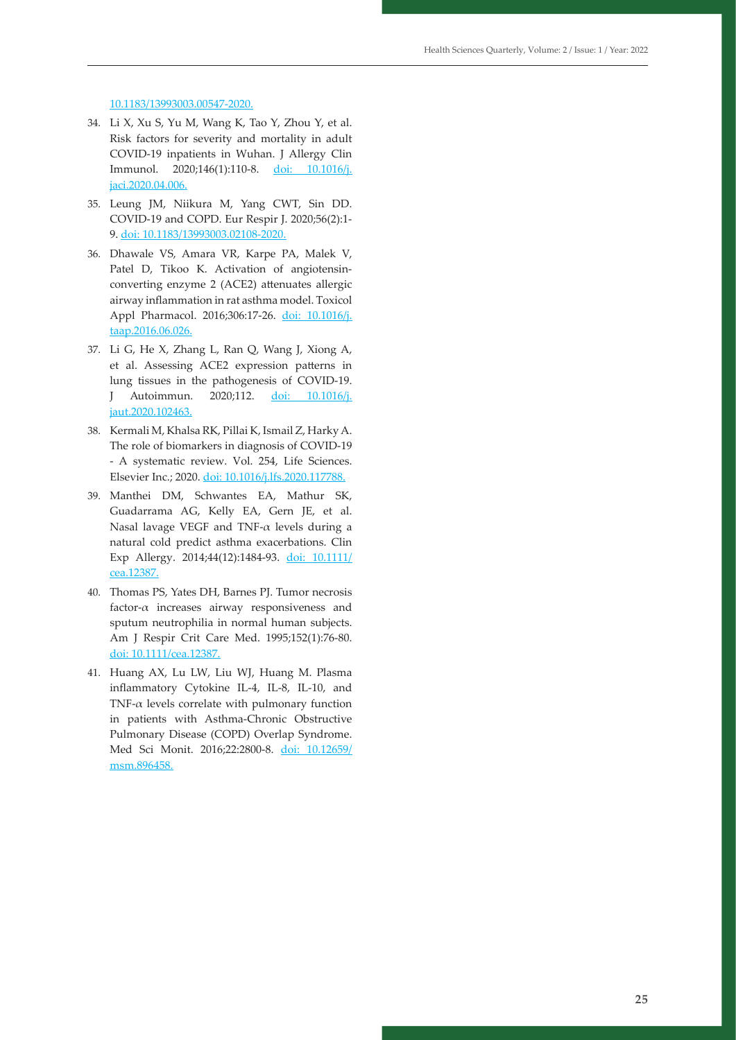10.1183/13993003.00547-2020.

34. Li X, Xu S, Yu M, Wang K, Tao Y, Zhou Y, et al. Risk factors for severity and mortality in adult COVID-19 inpatients in Wuhan. J Allergy Clin Immunol. 2020;146(1):110-8. doi: 10.1016/j.jaci.2020.04.006.
35. Leung JM, Niikura M, Yang CWT, Sin DD. COVID-19 and COPD. Eur Respir J. 2020;56(2):1-9. doi: 10.1183/13993003.02108-2020.
36. Dhawale VS, Amara VR, Karpe PA, Malek V, Patel D, Tikoo K. Activation of angiotensin-converting enzyme 2 (ACE2) attenuates allergic airway inflammation in rat asthma model. Toxicol Appl Pharmacol. 2016;306:17-26. doi: 10.1016/j.taap.2016.06.026.
37. Li G, He X, Zhang L, Ran Q, Wang J, Xiong A, et al. Assessing ACE2 expression patterns in lung tissues in the pathogenesis of COVID-19. J Autoimmun. 2020;112. doi: 10.1016/j.jaut.2020.102463.
38. Kermali M, Khalsa RK, Pillai K, Ismail Z, Harky A. The role of biomarkers in diagnosis of COVID-19 - A systematic review. Vol. 254, Life Sciences. Elsevier Inc.; 2020. doi: 10.1016/j.lfs.2020.117788.
39. Manthei DM, Schwantes EA, Mathur SK, Guadarrama AG, Kelly EA, Gern JE, et al. Nasal lavage VEGF and TNF-α levels during a natural cold predict asthma exacerbations. Clin Exp Allergy. 2014;44(12):1484-93. doi: 10.1111/cea.12387.
40. Thomas PS, Yates DH, Barnes PJ. Tumor necrosis factor-α increases airway responsiveness and sputum neutrophilia in normal human subjects. Am J Respir Crit Care Med. 1995;152(1):76-80. doi: 10.1111/cea.12387.
41. Huang AX, Lu LW, Liu WJ, Huang M. Plasma inflammatory Cytokine IL-4, IL-8, IL-10, and TNF-α levels correlate with pulmonary function in patients with Asthma-Chronic Obstructive Pulmonary Disease (COPD) Overlap Syndrome. Med Sci Monit. 2016;22:2800-8. doi: 10.12659/msm.896458.